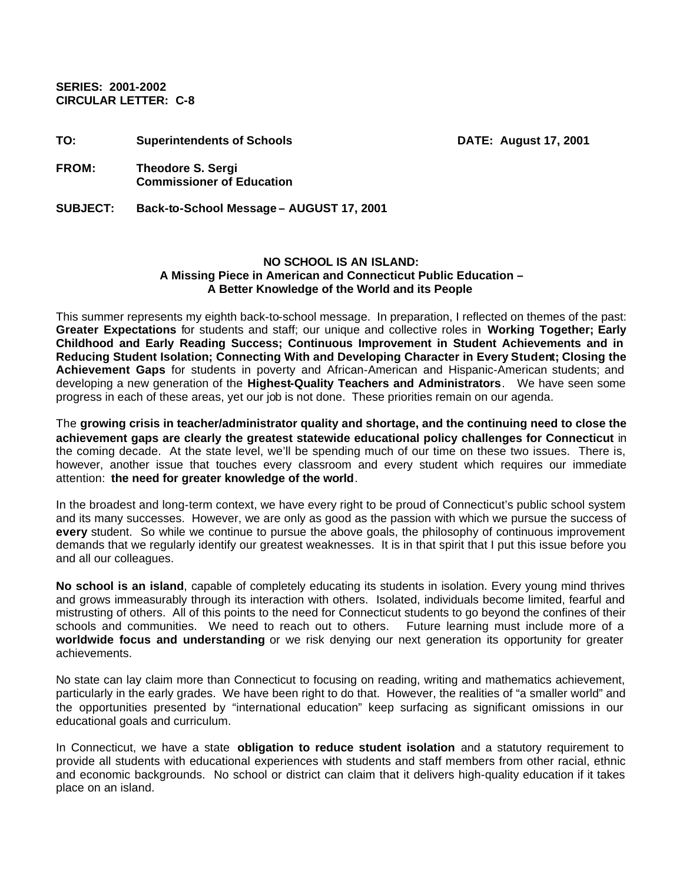**SERIES: 2001-2002**
**CIRCULAR LETTER: C-8**

**TO:** **Superintendents of Schools** **DATE: August 17, 2001**

**FROM:** **Theodore S. Sergi**
**Commissioner of Education**

**SUBJECT:** **Back-to-School Message – AUGUST 17, 2001**

## NO SCHOOL IS AN ISLAND:
## A Missing Piece in American and Connecticut Public Education – A Better Knowledge of the World and its People

This summer represents my eighth back-to-school message. In preparation, I reflected on themes of the past: **Greater Expectations** for students and staff; our unique and collective roles in **Working Together; Early Childhood and Early Reading Success; Continuous Improvement in Student Achievements and in Reducing Student Isolation; Connecting With and Developing Character in Every Student; Closing the Achievement Gaps** for students in poverty and African-American and Hispanic-American students; and developing a new generation of the **Highest-Quality Teachers and Administrators**. We have seen some progress in each of these areas, yet our job is not done. These priorities remain on our agenda.

The **growing crisis in teacher/administrator quality and shortage, and the continuing need to close the achievement gaps are clearly the greatest statewide educational policy challenges for Connecticut** in the coming decade. At the state level, we'll be spending much of our time on these two issues. There is, however, another issue that touches every classroom and every student which requires our immediate attention: **the need for greater knowledge of the world**.

In the broadest and long-term context, we have every right to be proud of Connecticut's public school system and its many successes. However, we are only as good as the passion with which we pursue the success of **every** student. So while we continue to pursue the above goals, the philosophy of continuous improvement demands that we regularly identify our greatest weaknesses. It is in that spirit that I put this issue before you and all our colleagues.

**No school is an island**, capable of completely educating its students in isolation. Every young mind thrives and grows immeasurably through its interaction with others. Isolated, individuals become limited, fearful and mistrusting of others. All of this points to the need for Connecticut students to go beyond the confines of their schools and communities. We need to reach out to others. Future learning must include more of a **worldwide focus and understanding** or we risk denying our next generation its opportunity for greater achievements.

No state can lay claim more than Connecticut to focusing on reading, writing and mathematics achievement, particularly in the early grades. We have been right to do that. However, the realities of "a smaller world" and the opportunities presented by "international education" keep surfacing as significant omissions in our educational goals and curriculum.

In Connecticut, we have a state **obligation to reduce student isolation** and a statutory requirement to provide all students with educational experiences with students and staff members from other racial, ethnic and economic backgrounds. No school or district can claim that it delivers high-quality education if it takes place on an island.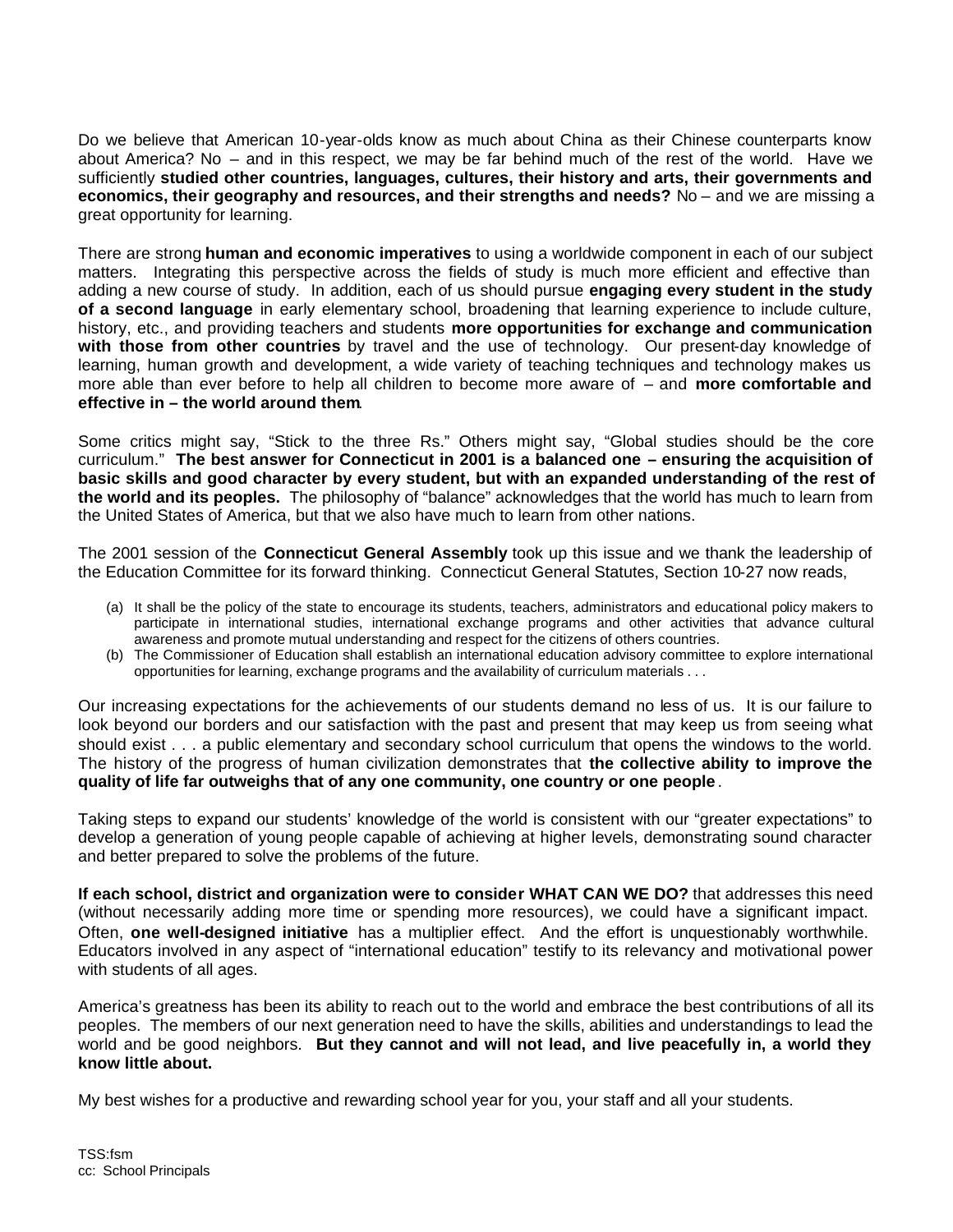Do we believe that American 10-year-olds know as much about China as their Chinese counterparts know about America? No – and in this respect, we may be far behind much of the rest of the world. Have we sufficiently **studied other countries, languages, cultures, their history and arts, their governments and economics, their geography and resources, and their strengths and needs?** No – and we are missing a great opportunity for learning.

There are strong **human and economic imperatives** to using a worldwide component in each of our subject matters. Integrating this perspective across the fields of study is much more efficient and effective than adding a new course of study. In addition, each of us should pursue **engaging every student in the study of a second language** in early elementary school, broadening that learning experience to include culture, history, etc., and providing teachers and students **more opportunities for exchange and communication with those from other countries** by travel and the use of technology. Our present-day knowledge of learning, human growth and development, a wide variety of teaching techniques and technology makes us more able than ever before to help all children to become more aware of – and **more comfortable and effective in – the world around them**.

Some critics might say, "Stick to the three Rs." Others might say, "Global studies should be the core curriculum." **The best answer for Connecticut in 2001 is a balanced one – ensuring the acquisition of basic skills and good character by every student, but with an expanded understanding of the rest of the world and its peoples.** The philosophy of "balance" acknowledges that the world has much to learn from the United States of America, but that we also have much to learn from other nations.

The 2001 session of the **Connecticut General Assembly** took up this issue and we thank the leadership of the Education Committee for its forward thinking. Connecticut General Statutes, Section 10-27 now reads,

(a) It shall be the policy of the state to encourage its students, teachers, administrators and educational policy makers to participate in international studies, international exchange programs and other activities that advance cultural awareness and promote mutual understanding and respect for the citizens of others countries.
(b) The Commissioner of Education shall establish an international education advisory committee to explore international opportunities for learning, exchange programs and the availability of curriculum materials . . .

Our increasing expectations for the achievements of our students demand no less of us. It is our failure to look beyond our borders and our satisfaction with the past and present that may keep us from seeing what should exist . . . a public elementary and secondary school curriculum that opens the windows to the world. The history of the progress of human civilization demonstrates that **the collective ability to improve the quality of life far outweighs that of any one community, one country or one people**.

Taking steps to expand our students' knowledge of the world is consistent with our "greater expectations" to develop a generation of young people capable of achieving at higher levels, demonstrating sound character and better prepared to solve the problems of the future.

**If each school, district and organization were to consider WHAT CAN WE DO?** that addresses this need (without necessarily adding more time or spending more resources), we could have a significant impact. Often, **one well-designed initiative** has a multiplier effect. And the effort is unquestionably worthwhile. Educators involved in any aspect of "international education" testify to its relevancy and motivational power with students of all ages.

America's greatness has been its ability to reach out to the world and embrace the best contributions of all its peoples. The members of our next generation need to have the skills, abilities and understandings to lead the world and be good neighbors. **But they cannot and will not lead, and live peacefully in, a world they know little about.**

My best wishes for a productive and rewarding school year for you, your staff and all your students.

TSS:fsm
cc: School Principals